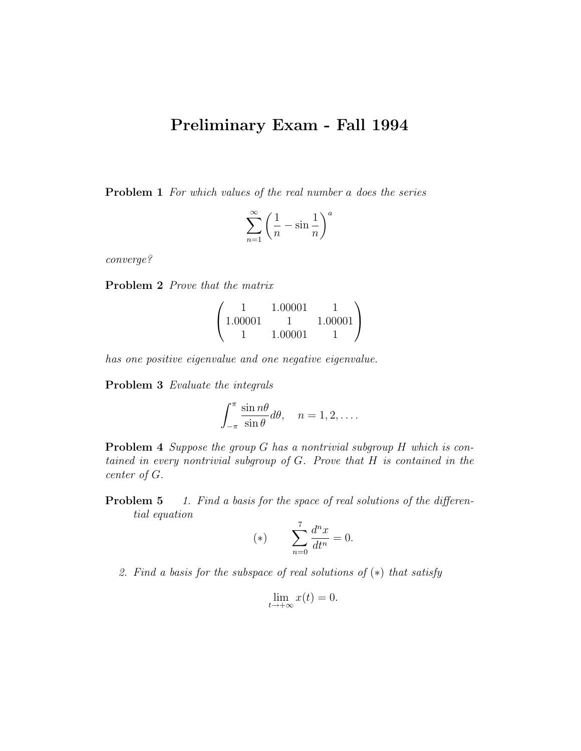# Preliminary Exam - Fall 1994

**Problem 1** *For which values of the real number $a$ does the series*

$$\sum_{n=1}^{\infty} \left( \frac{1}{n} - \sin \frac{1}{n} \right)^a$$

*converge?*

**Problem 2** *Prove that the matrix*

$$\begin{pmatrix} 1 & 1.00001 & 1 \\ 1.00001 & 1 & 1.00001 \\ 1 & 1.00001 & 1 \end{pmatrix}$$

*has one positive eigenvalue and one negative eigenvalue.*

**Problem 3** *Evaluate the integrals*

$$\int_{-\pi}^{\pi} \frac{\sin n\theta}{\sin \theta} d\theta, \quad n = 1, 2, \ldots.$$

**Problem 4** *Suppose the group $G$ has a nontrivial subgroup $H$ which is contained in every nontrivial subgroup of $G$. Prove that $H$ is contained in the center of $G$.*

**Problem 5**

1. *Find a basis for the space of real solutions of the differential equation*

$$(*) \qquad \sum_{n=0}^{7} \frac{d^n x}{dt^n} = 0.$$

2. *Find a basis for the subspace of real solutions of $(*)$ that satisfy*

$$\lim_{t \to +\infty} x(t) = 0.$$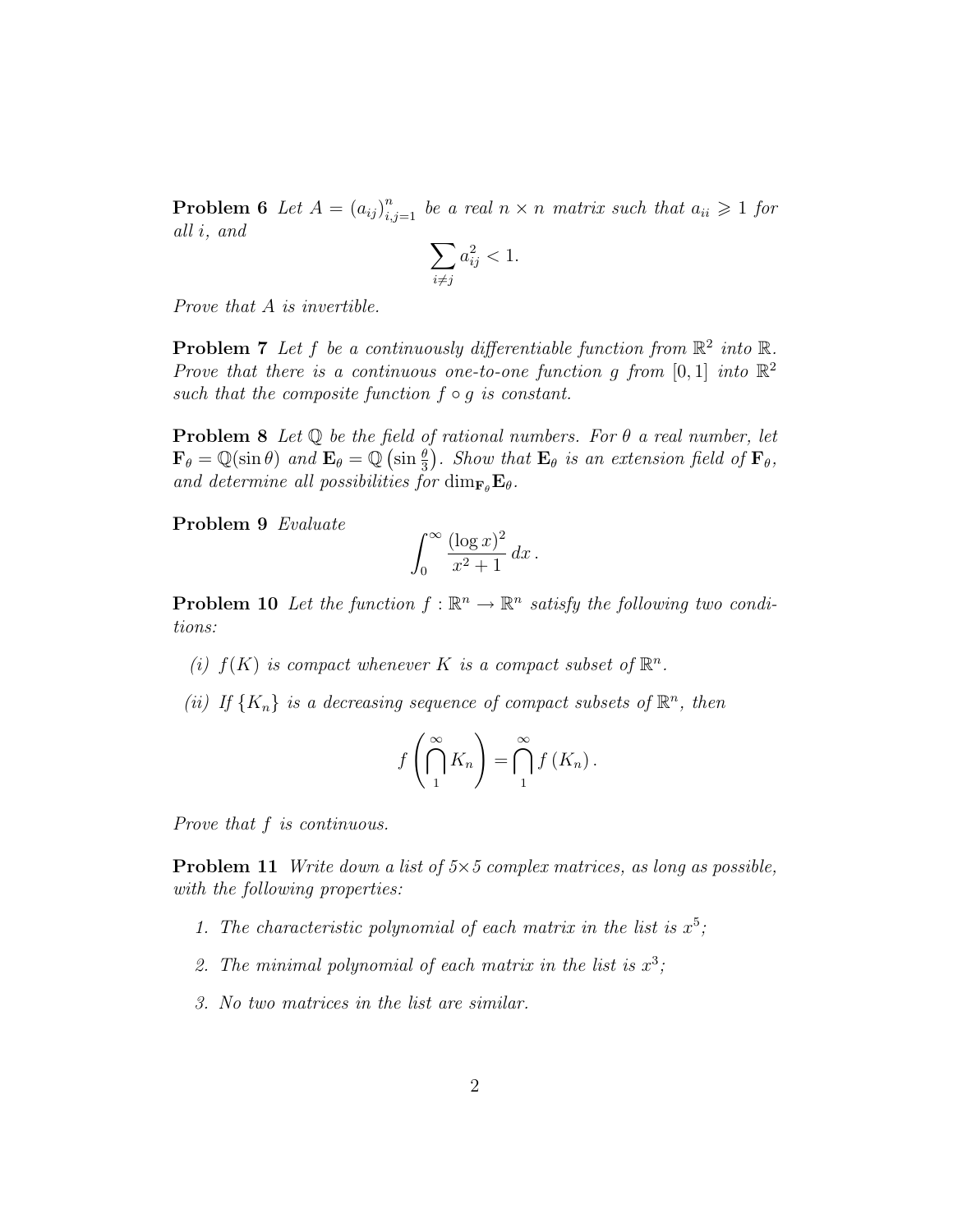**Problem 6** *Let $A = (a_{ij})_{i,j=1}^{n}$ be a real $n \times n$ matrix such that $a_{ii} \geqslant 1$ for all $i$, and*

$$\sum_{i \neq j} a_{ij}^2 < 1.$$

*Prove that $A$ is invertible.*

**Problem 7** *Let $f$ be a continuously differentiable function from $\mathbb{R}^2$ into $\mathbb{R}$. Prove that there is a continuous one-to-one function $g$ from $[0,1]$ into $\mathbb{R}^2$ such that the composite function $f \circ g$ is constant.*

**Problem 8** *Let $\mathbb{Q}$ be the field of rational numbers. For $\theta$ a real number, let $\mathbf{F}_\theta = \mathbb{Q}(\sin\theta)$ and $\mathbf{E}_\theta = \mathbb{Q}\left(\sin\frac{\theta}{3}\right)$. Show that $\mathbf{E}_\theta$ is an extension field of $\mathbf{F}_\theta$, and determine all possibilities for $\dim_{\mathbf{F}_\theta}\mathbf{E}_\theta$.*

**Problem 9** *Evaluate*

$$\int_0^\infty \frac{(\log x)^2}{x^2+1}\,dx\,.$$

**Problem 10** *Let the function $f : \mathbb{R}^n \to \mathbb{R}^n$ satisfy the following two conditions:*

*(i) $f(K)$ is compact whenever $K$ is a compact subset of $\mathbb{R}^n$.*

*(ii) If $\{K_n\}$ is a decreasing sequence of compact subsets of $\mathbb{R}^n$, then*

$$f\left(\bigcap_1^\infty K_n\right) = \bigcap_1^\infty f\left(K_n\right).$$

*Prove that $f$ is continuous.*

**Problem 11** *Write down a list of $5 \times 5$ complex matrices, as long as possible, with the following properties:*

1. *The characteristic polynomial of each matrix in the list is $x^5$;*
2. *The minimal polynomial of each matrix in the list is $x^3$;*
3. *No two matrices in the list are similar.*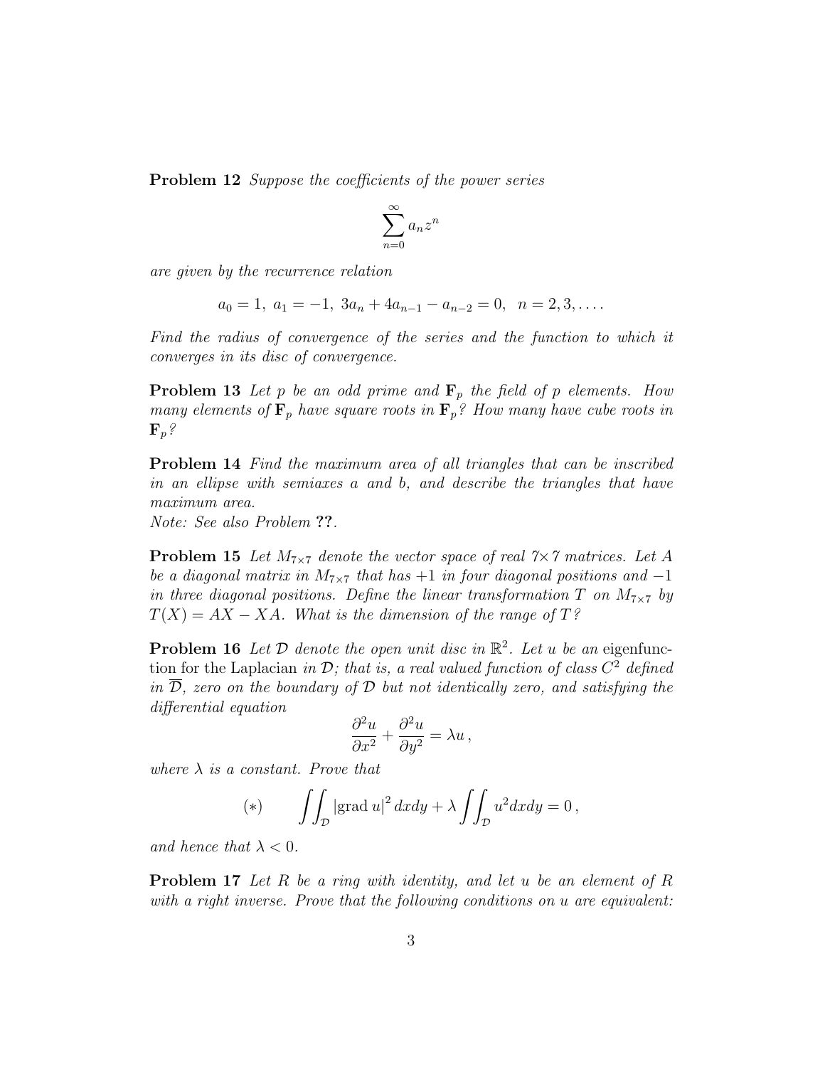**Problem 12** *Suppose the coefficients of the power series*

$$\sum_{n=0}^{\infty} a_n z^n$$

*are given by the recurrence relation*

$$a_0 = 1,\ a_1 = -1,\ 3a_n + 4a_{n-1} - a_{n-2} = 0,\ \ n = 2, 3, \ldots.$$

*Find the radius of convergence of the series and the function to which it converges in its disc of convergence.*

**Problem 13** *Let $p$ be an odd prime and $\mathbf{F}_p$ the field of $p$ elements. How many elements of $\mathbf{F}_p$ have square roots in $\mathbf{F}_p$? How many have cube roots in $\mathbf{F}_p$?*

**Problem 14** *Find the maximum area of all triangles that can be inscribed in an ellipse with semiaxes $a$ and $b$, and describe the triangles that have maximum area.*
*Note: See also Problem* **??**.

**Problem 15** *Let $M_{7\times 7}$ denote the vector space of real $7\times 7$ matrices. Let $A$ be a diagonal matrix in $M_{7\times 7}$ that has $+1$ in four diagonal positions and $-1$ in three diagonal positions. Define the linear transformation $T$ on $M_{7\times 7}$ by $T(X) = AX - XA$. What is the dimension of the range of $T$?*

**Problem 16** *Let $\mathcal{D}$ denote the open unit disc in $\mathbb{R}^2$. Let $u$ be an* eigenfunction for the Laplacian *in $\mathcal{D}$; that is, a real valued function of class $C^2$ defined in $\overline{\mathcal{D}}$, zero on the boundary of $\mathcal{D}$ but not identically zero, and satisfying the differential equation*

$$\frac{\partial^2 u}{\partial x^2} + \frac{\partial^2 u}{\partial y^2} = \lambda u\,,$$

*where $\lambda$ is a constant. Prove that*

$$(*) \qquad \iint_{\mathcal{D}} |\mathrm{grad}\, u|^2\, dxdy + \lambda \iint_{\mathcal{D}} u^2 dxdy = 0\,,$$

*and hence that $\lambda < 0$.*

**Problem 17** *Let $R$ be a ring with identity, and let $u$ be an element of $R$ with a right inverse. Prove that the following conditions on $u$ are equivalent:*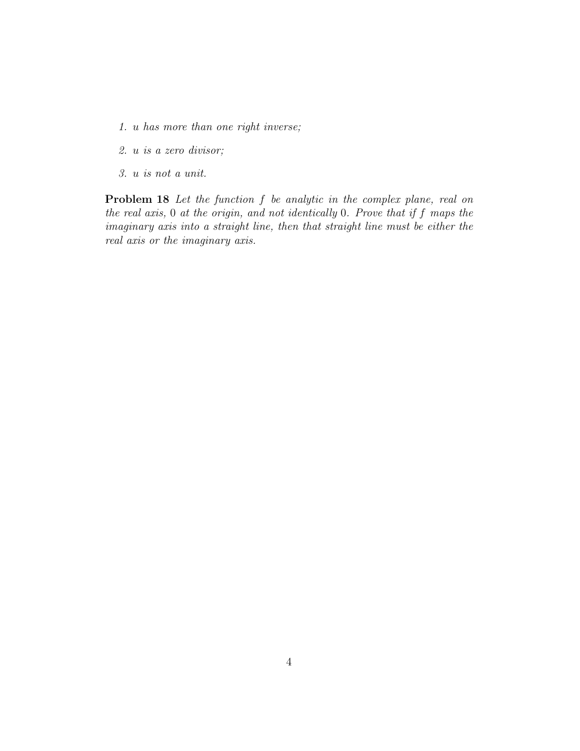1. *u has more than one right inverse;*
2. *u is a zero divisor;*
3. *u is not a unit.*

**Problem 18** *Let the function $f$ be analytic in the complex plane, real on the real axis, $0$ at the origin, and not identically $0$. Prove that if $f$ maps the imaginary axis into a straight line, then that straight line must be either the real axis or the imaginary axis.*